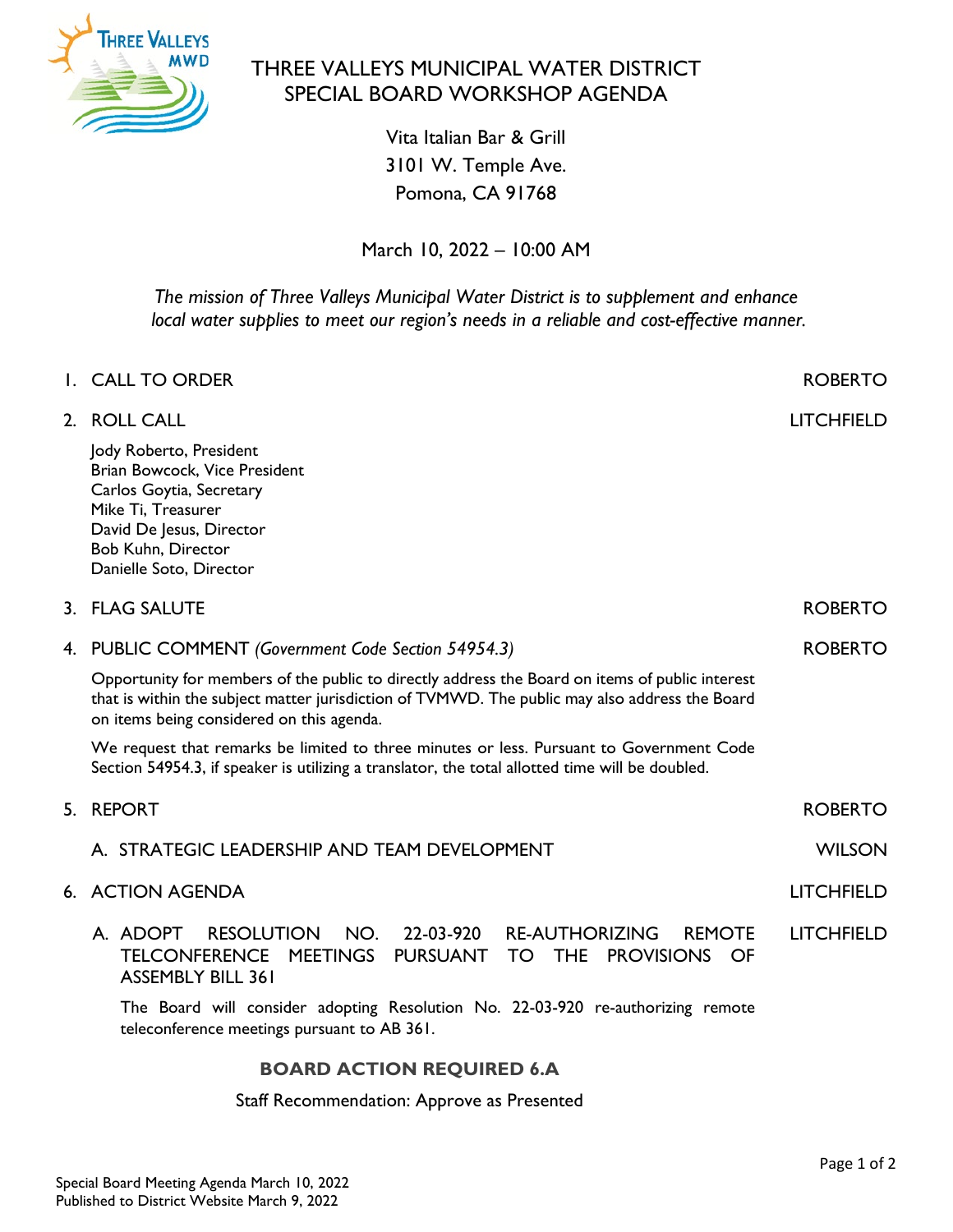# THREE VALLEYS MUNICIPAL WATER DISTRICT
## SPECIAL BOARD WORKSHOP AGENDA

Vita Italian Bar & Grill
3101 W. Temple Ave.
Pomona, CA 91768

March 10, 2022 – 10:00 AM

*The mission of Three Valleys Municipal Water District is to supplement and enhance local water supplies to meet our region's needs in a reliable and cost-effective manner.*

1. CALL TO ORDER — ROBERTO

2. ROLL CALL — LITCHFIELD

   Jody Roberto, President
   Brian Bowcock, Vice President
   Carlos Goytia, Secretary
   Mike Ti, Treasurer
   David De Jesus, Director
   Bob Kuhn, Director
   Danielle Soto, Director

3. FLAG SALUTE — ROBERTO

4. PUBLIC COMMENT *(Government Code Section 54954.3)* — ROBERTO

   Opportunity for members of the public to directly address the Board on items of public interest that is within the subject matter jurisdiction of TVMWD. The public may also address the Board on items being considered on this agenda.

   We request that remarks be limited to three minutes or less. Pursuant to Government Code Section 54954.3, if speaker is utilizing a translator, the total allotted time will be doubled.

5. REPORT — ROBERTO

   A. STRATEGIC LEADERSHIP AND TEAM DEVELOPMENT — WILSON

6. ACTION AGENDA — LITCHFIELD

   A. ADOPT RESOLUTION NO. 22-03-920 RE-AUTHORIZING REMOTE TELCONFERENCE MEETINGS PURSUANT TO THE PROVISIONS OF ASSEMBLY BILL 361 — LITCHFIELD

   The Board will consider adopting Resolution No. 22-03-920 re-authorizing remote teleconference meetings pursuant to AB 361.

   **BOARD ACTION REQUIRED 6.A**

   Staff Recommendation: Approve as Presented

Special Board Meeting Agenda March 10, 2022
Published to District Website March 9, 2022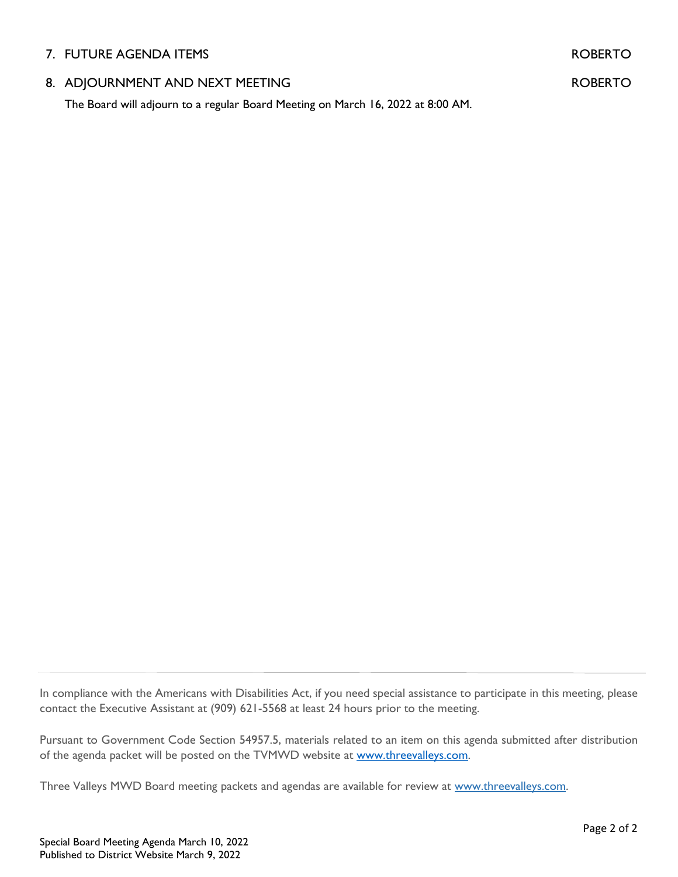7. FUTURE AGENDA ITEMS ROBERTO

8. ADJOURNMENT AND NEXT MEETING ROBERTO

   The Board will adjourn to a regular Board Meeting on March 16, 2022 at 8:00 AM.

---

In compliance with the Americans with Disabilities Act, if you need special assistance to participate in this meeting, please contact the Executive Assistant at (909) 621-5568 at least 24 hours prior to the meeting.

Pursuant to Government Code Section 54957.5, materials related to an item on this agenda submitted after distribution of the agenda packet will be posted on the TVMWD website at www.threevalleys.com.

Three Valleys MWD Board meeting packets and agendas are available for review at www.threevalleys.com.

Special Board Meeting Agenda March 10, 2022
Published to District Website March 9, 2022